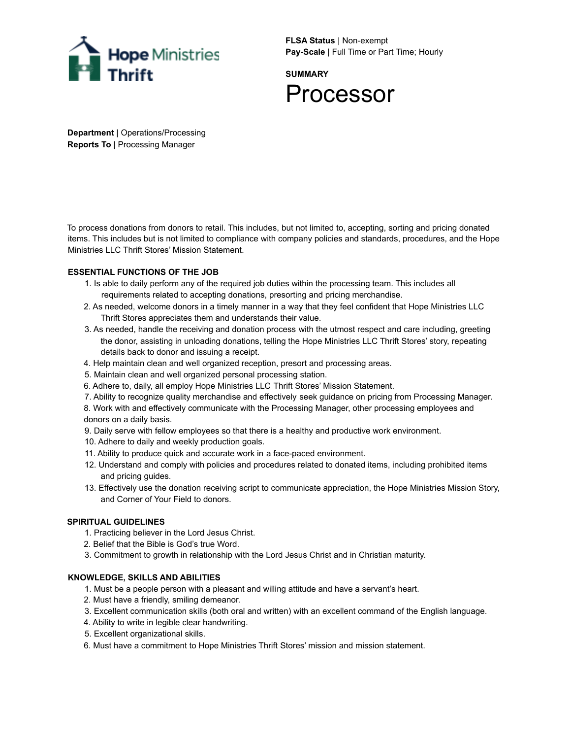Hope Ministries Thrift

**FLSA Status** | Non-exempt
**Pay-Scale** | Full Time or Part Time; Hourly

**SUMMARY**

# Processor

**Department** | Operations/Processing
**Reports To** | Processing Manager

To process donations from donors to retail. This includes, but not limited to, accepting, sorting and pricing donated items. This includes but is not limited to compliance with company policies and standards, procedures, and the Hope Ministries LLC Thrift Stores' Mission Statement.

**ESSENTIAL FUNCTIONS OF THE JOB**

1. Is able to daily perform any of the required job duties within the processing team. This includes all requirements related to accepting donations, presorting and pricing merchandise.
2. As needed, welcome donors in a timely manner in a way that they feel confident that Hope Ministries LLC Thrift Stores appreciates them and understands their value.
3. As needed, handle the receiving and donation process with the utmost respect and care including, greeting the donor, assisting in unloading donations, telling the Hope Ministries LLC Thrift Stores' story, repeating details back to donor and issuing a receipt.
4. Help maintain clean and well organized reception, presort and processing areas.
5. Maintain clean and well organized personal processing station.
6. Adhere to, daily, all employ Hope Ministries LLC Thrift Stores' Mission Statement.
7. Ability to recognize quality merchandise and effectively seek guidance on pricing from Processing Manager.
8. Work with and effectively communicate with the Processing Manager, other processing employees and donors on a daily basis.
9. Daily serve with fellow employees so that there is a healthy and productive work environment.
10. Adhere to daily and weekly production goals.
11. Ability to produce quick and accurate work in a face-paced environment.
12. Understand and comply with policies and procedures related to donated items, including prohibited items and pricing guides.
13. Effectively use the donation receiving script to communicate appreciation, the Hope Ministries Mission Story, and Corner of Your Field to donors.

**SPIRITUAL GUIDELINES**

1. Practicing believer in the Lord Jesus Christ.
2. Belief that the Bible is God's true Word.
3. Commitment to growth in relationship with the Lord Jesus Christ and in Christian maturity.

**KNOWLEDGE, SKILLS AND ABILITIES**

1. Must be a people person with a pleasant and willing attitude and have a servant's heart.
2. Must have a friendly, smiling demeanor.
3. Excellent communication skills (both oral and written) with an excellent command of the English language.
4. Ability to write in legible clear handwriting.
5. Excellent organizational skills.
6. Must have a commitment to Hope Ministries Thrift Stores' mission and mission statement.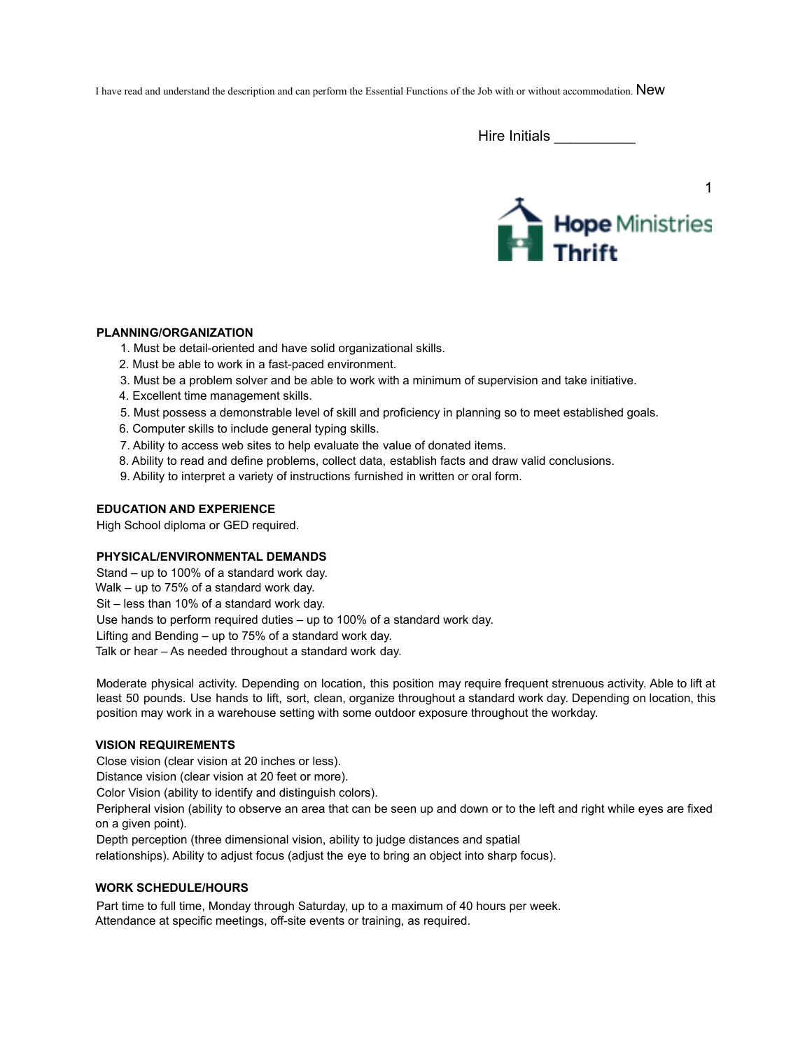I have read and understand the description and can perform the Essential Functions of the Job with or without accommodation. New

Hire Initials __________

**PLANNING/ORGANIZATION**

1. Must be detail-oriented and have solid organizational skills.
2. Must be able to work in a fast-paced environment.
3. Must be a problem solver and be able to work with a minimum of supervision and take initiative.
4. Excellent time management skills.
5. Must possess a demonstrable level of skill and proficiency in planning so to meet established goals.
6. Computer skills to include general typing skills.
7. Ability to access web sites to help evaluate the value of donated items.
8. Ability to read and define problems, collect data, establish facts and draw valid conclusions.
9. Ability to interpret a variety of instructions furnished in written or oral form.

**EDUCATION AND EXPERIENCE**

High School diploma or GED required.

**PHYSICAL/ENVIRONMENTAL DEMANDS**

Stand – up to 100% of a standard work day.
Walk – up to 75% of a standard work day.
Sit – less than 10% of a standard work day.
Use hands to perform required duties – up to 100% of a standard work day.
Lifting and Bending – up to 75% of a standard work day.
Talk or hear – As needed throughout a standard work day.

Moderate physical activity. Depending on location, this position may require frequent strenuous activity. Able to lift at least 50 pounds. Use hands to lift, sort, clean, organize throughout a standard work day. Depending on location, this position may work in a warehouse setting with some outdoor exposure throughout the workday.

**VISION REQUIREMENTS**

Close vision (clear vision at 20 inches or less).
Distance vision (clear vision at 20 feet or more).
Color Vision (ability to identify and distinguish colors).
Peripheral vision (ability to observe an area that can be seen up and down or to the left and right while eyes are fixed on a given point).
Depth perception (three dimensional vision, ability to judge distances and spatial relationships). Ability to adjust focus (adjust the eye to bring an object into sharp focus).

**WORK SCHEDULE/HOURS**

Part time to full time, Monday through Saturday, up to a maximum of 40 hours per week.
Attendance at specific meetings, off-site events or training, as required.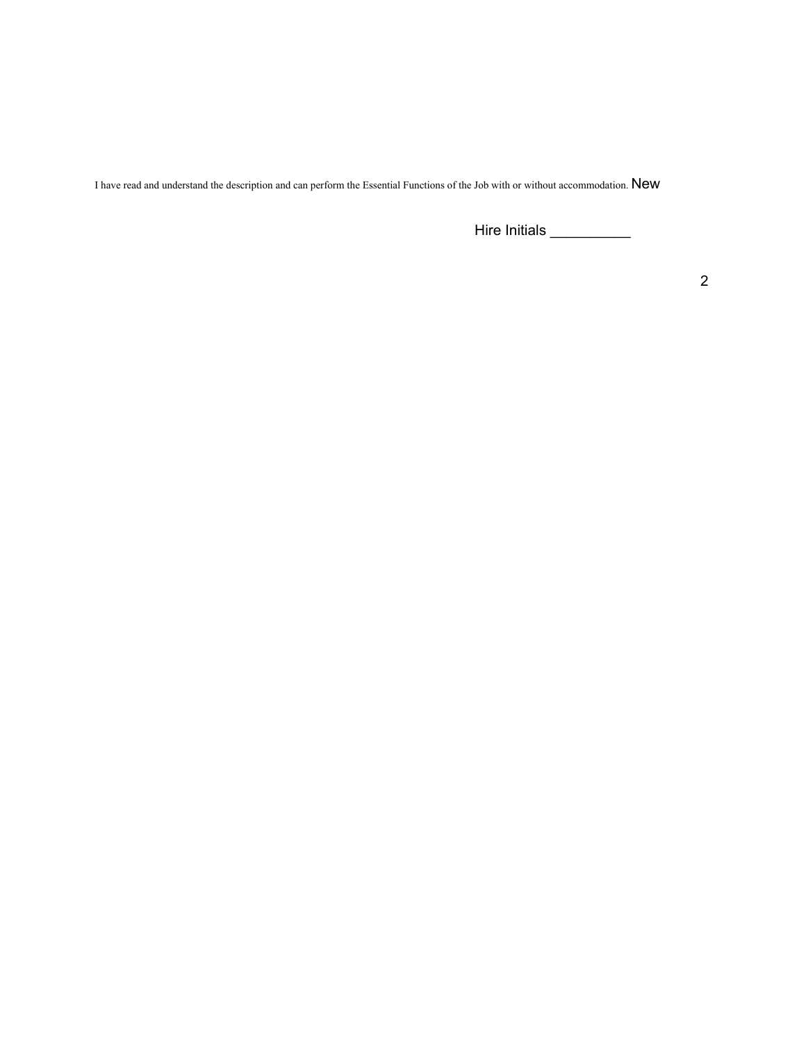I have read and understand the description and can perform the Essential Functions of the Job with or without accommodation. New

Hire Initials __________